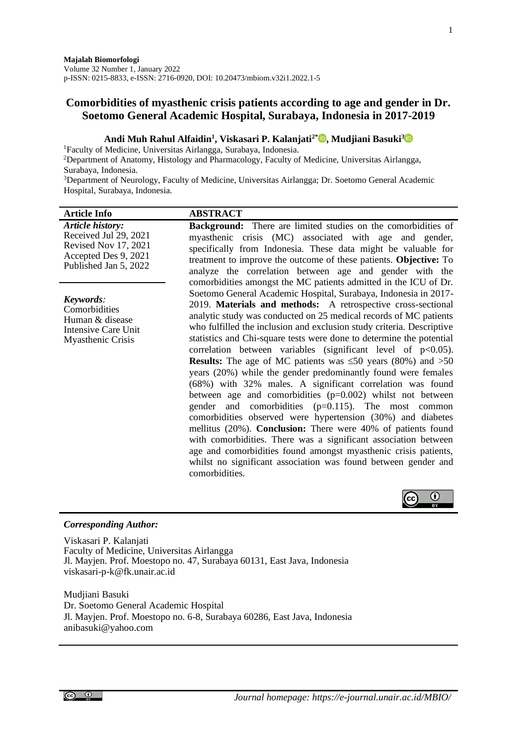**Majalah Biomorfologi**
Volume 32 Number 1, January 2022
p-ISSN: 0215-8833, e-ISSN: 2716-0920, DOI: 10.20473/mbiom.v32i1.2022.1-5

# Comorbidities of myasthenic crisis patients according to age and gender in Dr. Soetomo General Academic Hospital, Surabaya, Indonesia in 2017-2019

**Andi Muh Rahul Alfaidin[1], Viskasari P. Kalanjati[2*], Mudjiani Basuki[3]**

[1]Faculty of Medicine, Universitas Airlangga, Surabaya, Indonesia.
[2]Department of Anatomy, Histology and Pharmacology, Faculty of Medicine, Universitas Airlangga, Surabaya, Indonesia.
[3]Department of Neurology, Faculty of Medicine, Universitas Airlangga; Dr. Soetomo General Academic Hospital, Surabaya, Indonesia.

## Article Info

***Article history:***
Received Jul 29, 2021
Revised Nov 17, 2021
Accepted Des 9, 2021
Published Jan 5, 2022

***Keywords:***
Comorbidities
Human & disease
Intensive Care Unit
Myasthenic Crisis

## ABSTRACT

**Background:** There are limited studies on the comorbidities of myasthenic crisis (MC) associated with age and gender, specifically from Indonesia. These data might be valuable for treatment to improve the outcome of these patients. **Objective:** To analyze the correlation between age and gender with the comorbidities amongst the MC patients admitted in the ICU of Dr. Soetomo General Academic Hospital, Surabaya, Indonesia in 2017-2019. **Materials and methods:** A retrospective cross-sectional analytic study was conducted on 25 medical records of MC patients who fulfilled the inclusion and exclusion study criteria. Descriptive statistics and Chi-square tests were done to determine the potential correlation between variables (significant level of $p<0.05$). **Results:** The age of MC patients was ≤50 years (80%) and >50 years (20%) while the gender predominantly found were females (68%) with 32% males. A significant correlation was found between age and comorbidities ($p=0.002$) whilst not between gender and comorbidities ($p=0.115$). The most common comorbidities observed were hypertension (30%) and diabetes mellitus (20%). **Conclusion:** There were 40% of patients found with comorbidities. There was a significant association between age and comorbidities found amongst myasthenic crisis patients, whilst no significant association was found between gender and comorbidities.

***Corresponding Author:***

Viskasari P. Kalanjati
Faculty of Medicine, Universitas Airlangga
Jl. Mayjen. Prof. Moestopo no. 47, Surabaya 60131, East Java, Indonesia
viskasari-p-k@fk.unair.ac.id

Mudjiani Basuki
Dr. Soetomo General Academic Hospital
Jl. Mayjen. Prof. Moestopo no. 6-8, Surabaya 60286, East Java, Indonesia
anibasuki@yahoo.com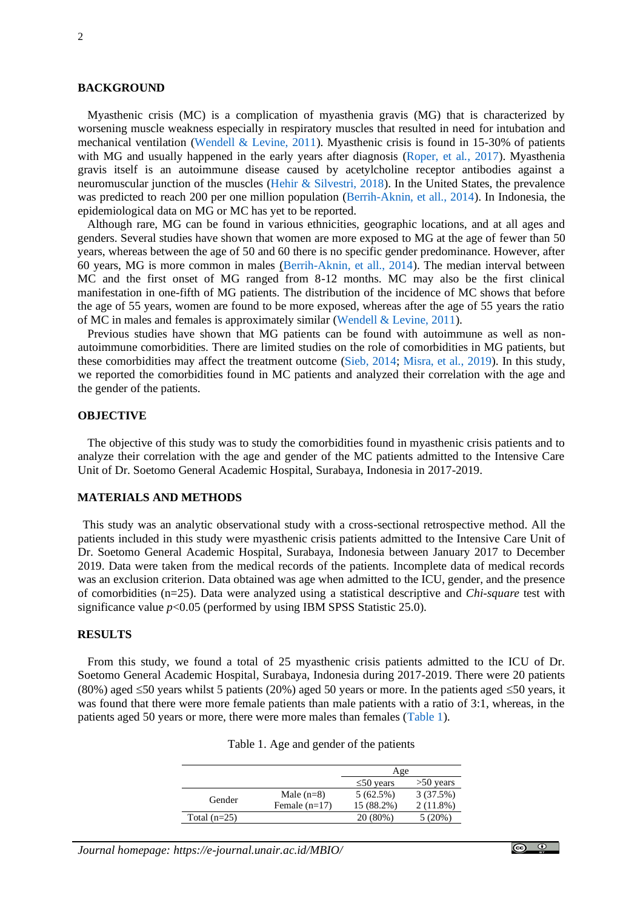## BACKGROUND

Myasthenic crisis (MC) is a complication of myasthenia gravis (MG) that is characterized by worsening muscle weakness especially in respiratory muscles that resulted in need for intubation and mechanical ventilation (Wendell & Levine, 2011). Myasthenic crisis is found in 15-30% of patients with MG and usually happened in the early years after diagnosis (Roper, et al., 2017). Myasthenia gravis itself is an autoimmune disease caused by acetylcholine receptor antibodies against a neuromuscular junction of the muscles (Hehir & Silvestri, 2018). In the United States, the prevalence was predicted to reach 200 per one million population (Berrih-Aknin, et all., 2014). In Indonesia, the epidemiological data on MG or MC has yet to be reported.

Although rare, MG can be found in various ethnicities, geographic locations, and at all ages and genders. Several studies have shown that women are more exposed to MG at the age of fewer than 50 years, whereas between the age of 50 and 60 there is no specific gender predominance. However, after 60 years, MG is more common in males (Berrih-Aknin, et all., 2014). The median interval between MC and the first onset of MG ranged from 8-12 months. MC may also be the first clinical manifestation in one-fifth of MG patients. The distribution of the incidence of MC shows that before the age of 55 years, women are found to be more exposed, whereas after the age of 55 years the ratio of MC in males and females is approximately similar (Wendell & Levine, 2011).

Previous studies have shown that MG patients can be found with autoimmune as well as non-autoimmune comorbidities. There are limited studies on the role of comorbidities in MG patients, but these comorbidities may affect the treatment outcome (Sieb, 2014; Misra, et al., 2019). In this study, we reported the comorbidities found in MC patients and analyzed their correlation with the age and the gender of the patients.

## OBJECTIVE

The objective of this study was to study the comorbidities found in myasthenic crisis patients and to analyze their correlation with the age and gender of the MC patients admitted to the Intensive Care Unit of Dr. Soetomo General Academic Hospital, Surabaya, Indonesia in 2017-2019.

## MATERIALS AND METHODS

This study was an analytic observational study with a cross-sectional retrospective method. All the patients included in this study were myasthenic crisis patients admitted to the Intensive Care Unit of Dr. Soetomo General Academic Hospital, Surabaya, Indonesia between January 2017 to December 2019. Data were taken from the medical records of the patients. Incomplete data of medical records was an exclusion criterion. Data obtained was age when admitted to the ICU, gender, and the presence of comorbidities (n=25). Data were analyzed using a statistical descriptive and *Chi-square* test with significance value $p<0.05$ (performed by using IBM SPSS Statistic 25.0).

## RESULTS

From this study, we found a total of 25 myasthenic crisis patients admitted to the ICU of Dr. Soetomo General Academic Hospital, Surabaya, Indonesia during 2017-2019. There were 20 patients (80%) aged ≤50 years whilst 5 patients (20%) aged 50 years or more. In the patients aged ≤50 years, it was found that there were more female patients than male patients with a ratio of 3:1, whereas, in the patients aged 50 years or more, there were more males than females (Table 1).

Table 1. Age and gender of the patients

| | | Age | |
|---|---|---|---|
| | | ≤50 years | >50 years |
| Gender | Male (n=8) | 5 (62.5%) | 3 (37.5%) |
| | Female (n=17) | 15 (88.2%) | 2 (11.8%) |
| Total (n=25) | | 20 (80%) | 5 (20%) |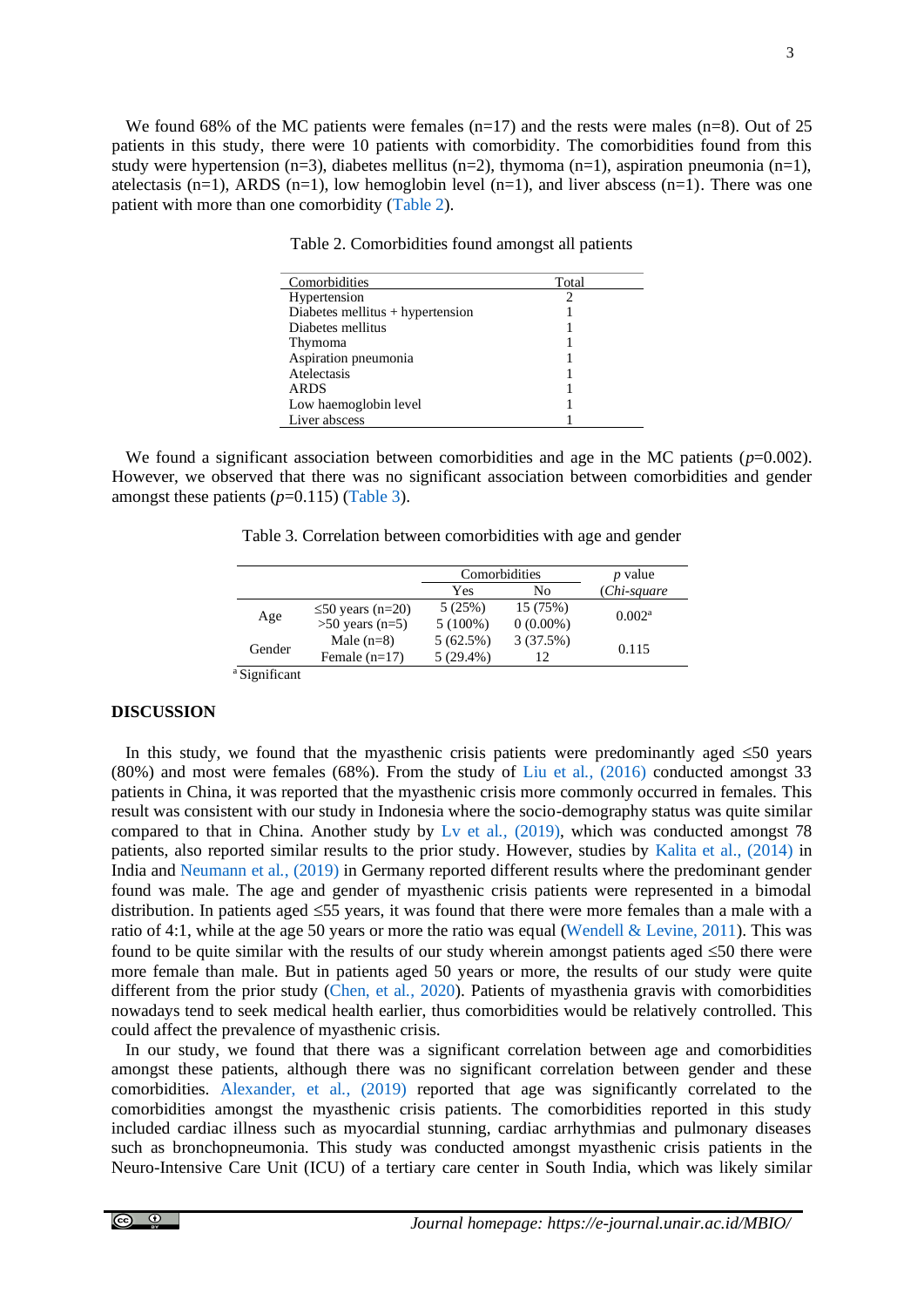We found 68% of the MC patients were females (n=17) and the rests were males (n=8). Out of 25 patients in this study, there were 10 patients with comorbidity. The comorbidities found from this study were hypertension (n=3), diabetes mellitus (n=2), thymoma (n=1), aspiration pneumonia (n=1), atelectasis (n=1), ARDS (n=1), low hemoglobin level (n=1), and liver abscess (n=1). There was one patient with more than one comorbidity (Table 2).

Table 2. Comorbidities found amongst all patients

| Comorbidities | Total |
|---|---|
| Hypertension | 2 |
| Diabetes mellitus + hypertension | 1 |
| Diabetes mellitus | 1 |
| Thymoma | 1 |
| Aspiration pneumonia | 1 |
| Atelectasis | 1 |
| ARDS | 1 |
| Low haemoglobin level | 1 |
| Liver abscess | 1 |

We found a significant association between comorbidities and age in the MC patients ($p$=0.002). However, we observed that there was no significant association between comorbidities and gender amongst these patients ($p$=0.115) (Table 3).

Table 3. Correlation between comorbidities with age and gender

| | | Comorbidities | | *p* value |
|---|---|---|---|---|
| | | Yes | No | (*Chi-square* |
| Age | ≤50 years (n=20) | 5 (25%) | 15 (75%) | 0.002[a] |
| | >50 years (n=5) | 5 (100%) | 0 (0.00%) | |
| Gender | Male (n=8) | 5 (62.5%) | 3 (37.5%) | 0.115 |
| | Female (n=17) | 5 (29.4%) | 12 | |

[a] Significant

## DISCUSSION

In this study, we found that the myasthenic crisis patients were predominantly aged ≤50 years (80%) and most were females (68%). From the study of Liu et al., (2016) conducted amongst 33 patients in China, it was reported that the myasthenic crisis more commonly occurred in females. This result was consistent with our study in Indonesia where the socio-demography status was quite similar compared to that in China. Another study by Lv et al., (2019), which was conducted amongst 78 patients, also reported similar results to the prior study. However, studies by Kalita et al., (2014) in India and Neumann et al., (2019) in Germany reported different results where the predominant gender found was male. The age and gender of myasthenic crisis patients were represented in a bimodal distribution. In patients aged ≤55 years, it was found that there were more females than a male with a ratio of 4:1, while at the age 50 years or more the ratio was equal (Wendell & Levine, 2011). This was found to be quite similar with the results of our study wherein amongst patients aged ≤50 there were more female than male. But in patients aged 50 years or more, the results of our study were quite different from the prior study (Chen, et al., 2020). Patients of myasthenia gravis with comorbidities nowadays tend to seek medical health earlier, thus comorbidities would be relatively controlled. This could affect the prevalence of myasthenic crisis.

In our study, we found that there was a significant correlation between age and comorbidities amongst these patients, although there was no significant correlation between gender and these comorbidities. Alexander, et al., (2019) reported that age was significantly correlated to the comorbidities amongst the myasthenic crisis patients. The comorbidities reported in this study included cardiac illness such as myocardial stunning, cardiac arrhythmias and pulmonary diseases such as bronchopneumonia. This study was conducted amongst myasthenic crisis patients in the Neuro-Intensive Care Unit (ICU) of a tertiary care center in South India, which was likely similar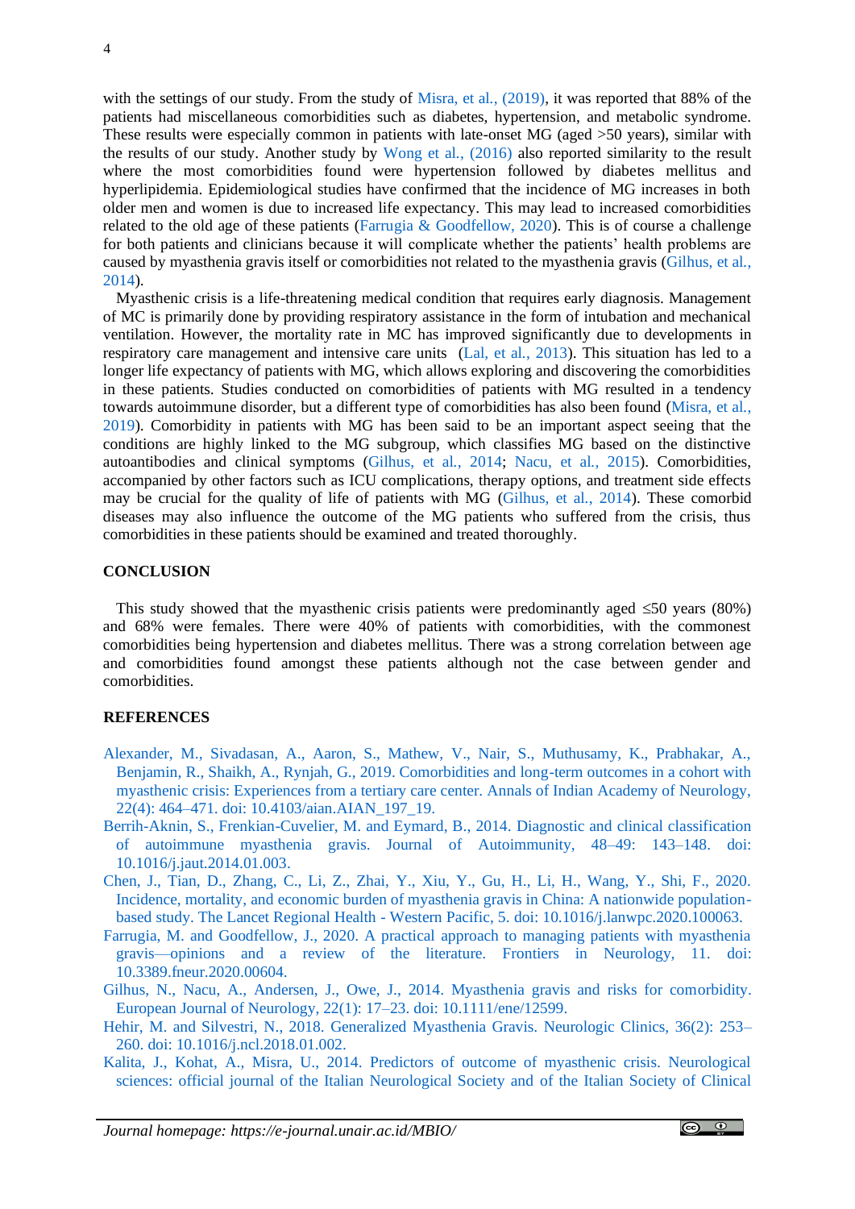with the settings of our study. From the study of Misra, et al., (2019), it was reported that 88% of the patients had miscellaneous comorbidities such as diabetes, hypertension, and metabolic syndrome. These results were especially common in patients with late-onset MG (aged >50 years), similar with the results of our study. Another study by Wong et al., (2016) also reported similarity to the result where the most comorbidities found were hypertension followed by diabetes mellitus and hyperlipidemia. Epidemiological studies have confirmed that the incidence of MG increases in both older men and women is due to increased life expectancy. This may lead to increased comorbidities related to the old age of these patients (Farrugia & Goodfellow, 2020). This is of course a challenge for both patients and clinicians because it will complicate whether the patients' health problems are caused by myasthenia gravis itself or comorbidities not related to the myasthenia gravis (Gilhus, et al., 2014).

Myasthenic crisis is a life-threatening medical condition that requires early diagnosis. Management of MC is primarily done by providing respiratory assistance in the form of intubation and mechanical ventilation. However, the mortality rate in MC has improved significantly due to developments in respiratory care management and intensive care units (Lal, et al., 2013). This situation has led to a longer life expectancy of patients with MG, which allows exploring and discovering the comorbidities in these patients. Studies conducted on comorbidities of patients with MG resulted in a tendency towards autoimmune disorder, but a different type of comorbidities has also been found (Misra, et al., 2019). Comorbidity in patients with MG has been said to be an important aspect seeing that the conditions are highly linked to the MG subgroup, which classifies MG based on the distinctive autoantibodies and clinical symptoms (Gilhus, et al., 2014; Nacu, et al., 2015). Comorbidities, accompanied by other factors such as ICU complications, therapy options, and treatment side effects may be crucial for the quality of life of patients with MG (Gilhus, et al., 2014). These comorbid diseases may also influence the outcome of the MG patients who suffered from the crisis, thus comorbidities in these patients should be examined and treated thoroughly.

## CONCLUSION

This study showed that the myasthenic crisis patients were predominantly aged ≤50 years (80%) and 68% were females. There were 40% of patients with comorbidities, with the commonest comorbidities being hypertension and diabetes mellitus. There was a strong correlation between age and comorbidities found amongst these patients although not the case between gender and comorbidities.

## REFERENCES

Alexander, M., Sivadasan, A., Aaron, S., Mathew, V., Nair, S., Muthusamy, K., Prabhakar, A., Benjamin, R., Shaikh, A., Rynjah, G., 2019. Comorbidities and long-term outcomes in a cohort with myasthenic crisis: Experiences from a tertiary care center. Annals of Indian Academy of Neurology, 22(4): 464–471. doi: 10.4103/aian.AIAN_197_19.

Berrih-Aknin, S., Frenkian-Cuvelier, M. and Eymard, B., 2014. Diagnostic and clinical classification of autoimmune myasthenia gravis. Journal of Autoimmunity, 48–49: 143–148. doi: 10.1016/j.jaut.2014.01.003.

Chen, J., Tian, D., Zhang, C., Li, Z., Zhai, Y., Xiu, Y., Gu, H., Li, H., Wang, Y., Shi, F., 2020. Incidence, mortality, and economic burden of myasthenia gravis in China: A nationwide population-based study. The Lancet Regional Health - Western Pacific, 5. doi: 10.1016/j.lanwpc.2020.100063.

Farrugia, M. and Goodfellow, J., 2020. A practical approach to managing patients with myasthenia gravis—opinions and a review of the literature. Frontiers in Neurology, 11. doi: 10.3389.fneur.2020.00604.

Gilhus, N., Nacu, A., Andersen, J., Owe, J., 2014. Myasthenia gravis and risks for comorbidity. European Journal of Neurology, 22(1): 17–23. doi: 10.1111/ene/12599.

Hehir, M. and Silvestri, N., 2018. Generalized Myasthenia Gravis. Neurologic Clinics, 36(2): 253–260. doi: 10.1016/j.ncl.2018.01.002.

Kalita, J., Kohat, A., Misra, U., 2014. Predictors of outcome of myasthenic crisis. Neurological sciences: official journal of the Italian Neurological Society and of the Italian Society of Clinical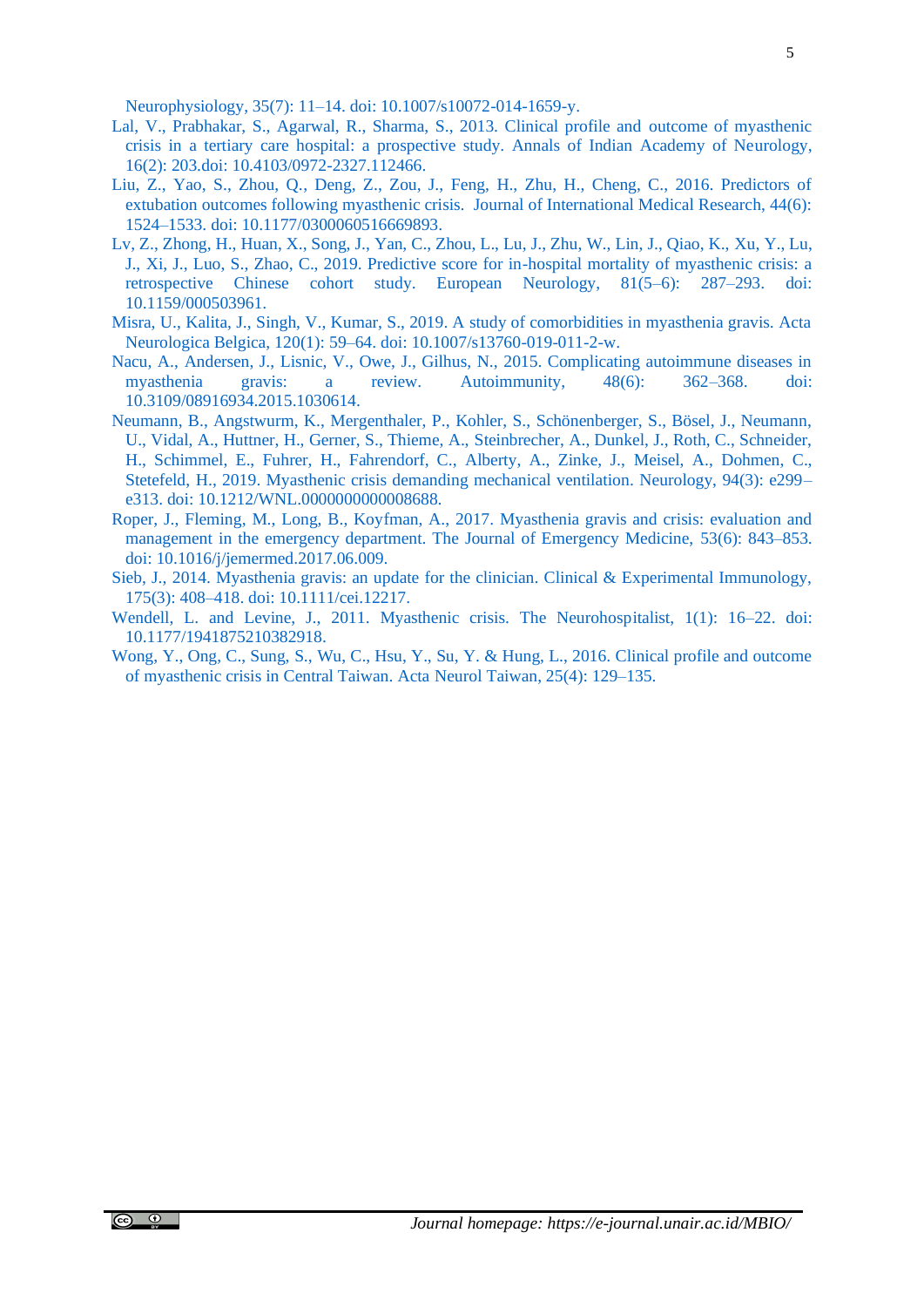Neurophysiology, 35(7): 11–14. doi: 10.1007/s10072-014-1659-y.

Lal, V., Prabhakar, S., Agarwal, R., Sharma, S., 2013. Clinical profile and outcome of myasthenic crisis in a tertiary care hospital: a prospective study. Annals of Indian Academy of Neurology, 16(2): 203.doi: 10.4103/0972-2327.112466.

Liu, Z., Yao, S., Zhou, Q., Deng, Z., Zou, J., Feng, H., Zhu, H., Cheng, C., 2016. Predictors of extubation outcomes following myasthenic crisis. Journal of International Medical Research, 44(6): 1524–1533. doi: 10.1177/0300060516669893.

Lv, Z., Zhong, H., Huan, X., Song, J., Yan, C., Zhou, L., Lu, J., Zhu, W., Lin, J., Qiao, K., Xu, Y., Lu, J., Xi, J., Luo, S., Zhao, C., 2019. Predictive score for in-hospital mortality of myasthenic crisis: a retrospective Chinese cohort study. European Neurology, 81(5–6): 287–293. doi: 10.1159/000503961.

Misra, U., Kalita, J., Singh, V., Kumar, S., 2019. A study of comorbidities in myasthenia gravis. Acta Neurologica Belgica, 120(1): 59–64. doi: 10.1007/s13760-019-011-2-w.

Nacu, A., Andersen, J., Lisnic, V., Owe, J., Gilhus, N., 2015. Complicating autoimmune diseases in myasthenia gravis: a review. Autoimmunity, 48(6): 362–368. doi: 10.3109/08916934.2015.1030614.

Neumann, B., Angstwurm, K., Mergenthaler, P., Kohler, S., Schönenberger, S., Bösel, J., Neumann, U., Vidal, A., Huttner, H., Gerner, S., Thieme, A., Steinbrecher, A., Dunkel, J., Roth, C., Schneider, H., Schimmel, E., Fuhrer, H., Fahrendorf, C., Alberty, A., Zinke, J., Meisel, A., Dohmen, C., Stetefeld, H., 2019. Myasthenic crisis demanding mechanical ventilation. Neurology, 94(3): e299–e313. doi: 10.1212/WNL.0000000000008688.

Roper, J., Fleming, M., Long, B., Koyfman, A., 2017. Myasthenia gravis and crisis: evaluation and management in the emergency department. The Journal of Emergency Medicine, 53(6): 843–853. doi: 10.1016/j/jemermed.2017.06.009.

Sieb, J., 2014. Myasthenia gravis: an update for the clinician. Clinical & Experimental Immunology, 175(3): 408–418. doi: 10.1111/cei.12217.

Wendell, L. and Levine, J., 2011. Myasthenic crisis. The Neurohospitalist, 1(1): 16–22. doi: 10.1177/1941875210382918.

Wong, Y., Ong, C., Sung, S., Wu, C., Hsu, Y., Su, Y. & Hung, L., 2016. Clinical profile and outcome of myasthenic crisis in Central Taiwan. Acta Neurol Taiwan, 25(4): 129–135.